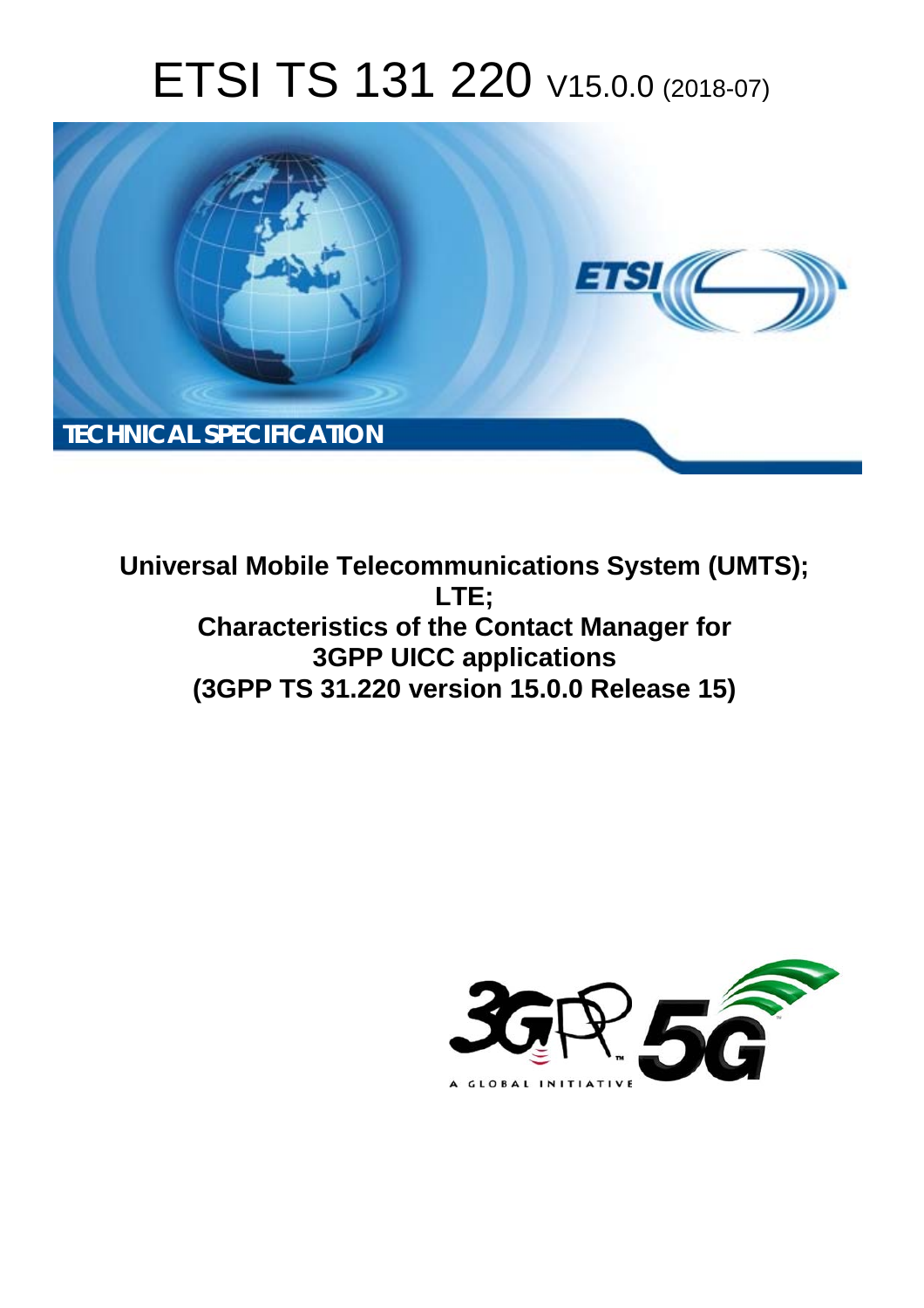# ETSI TS 131 220 V15.0.0 (2018-07)

TECHNICAL SPECIFICATION

**Universal Mobile Telecommunications System (UMTS); LTE; Characteristics of the Contact Manager for 3GPP UICC applications (3GPP TS 31.220 version 15.0.0 Release 15)**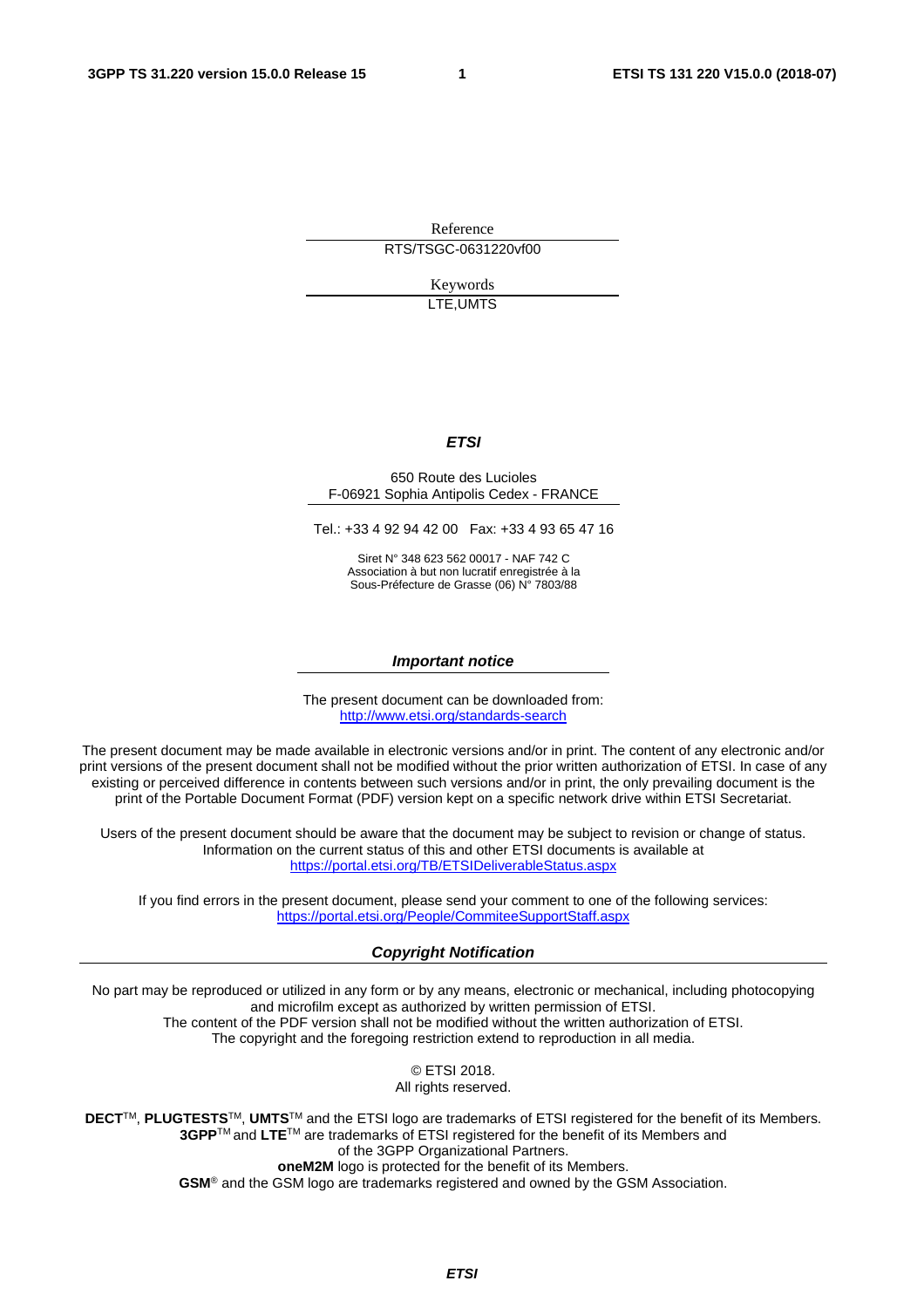Reference

RTS/TSGC-0631220vf00

Keywords

LTE,UMTS

***ETSI***

650 Route des Lucioles
F-06921 Sophia Antipolis Cedex - FRANCE

Tel.: +33 4 92 94 42 00 Fax: +33 4 93 65 47 16

Siret N° 348 623 562 00017 - NAF 742 C
Association à but non lucratif enregistrée à la
Sous-Préfecture de Grasse (06) N° 7803/88

***Important notice***

The present document can be downloaded from:
http://www.etsi.org/standards-search

The present document may be made available in electronic versions and/or in print. The content of any electronic and/or print versions of the present document shall not be modified without the prior written authorization of ETSI. In case of any existing or perceived difference in contents between such versions and/or in print, the only prevailing document is the print of the Portable Document Format (PDF) version kept on a specific network drive within ETSI Secretariat.

Users of the present document should be aware that the document may be subject to revision or change of status. Information on the current status of this and other ETSI documents is available at
https://portal.etsi.org/TB/ETSIDeliverableStatus.aspx

If you find errors in the present document, please send your comment to one of the following services:
https://portal.etsi.org/People/CommiteeSupportStaff.aspx

***Copyright Notification***

No part may be reproduced or utilized in any form or by any means, electronic or mechanical, including photocopying and microfilm except as authorized by written permission of ETSI.
The content of the PDF version shall not be modified without the written authorization of ETSI.
The copyright and the foregoing restriction extend to reproduction in all media.

© ETSI 2018.
All rights reserved.

**DECT**TM, **PLUGTESTS**TM, **UMTS**TM and the ETSI logo are trademarks of ETSI registered for the benefit of its Members.
**3GPP**TM and **LTE**TM are trademarks of ETSI registered for the benefit of its Members and of the 3GPP Organizational Partners.
**oneM2M** logo is protected for the benefit of its Members.
**GSM**® and the GSM logo are trademarks registered and owned by the GSM Association.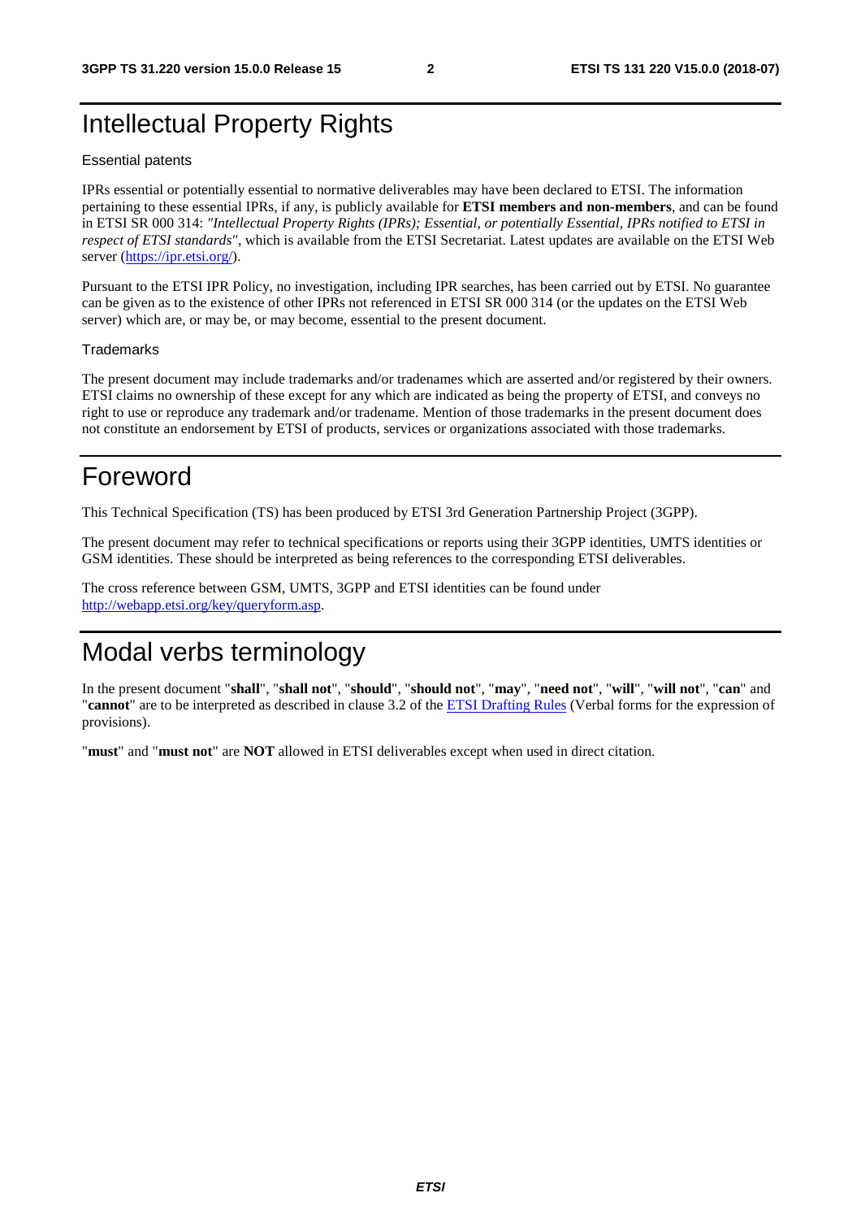# Intellectual Property Rights

Essential patents

IPRs essential or potentially essential to normative deliverables may have been declared to ETSI. The information pertaining to these essential IPRs, if any, is publicly available for **ETSI members and non-members**, and can be found in ETSI SR 000 314: *"Intellectual Property Rights (IPRs); Essential, or potentially Essential, IPRs notified to ETSI in respect of ETSI standards"*, which is available from the ETSI Secretariat. Latest updates are available on the ETSI Web server (https://ipr.etsi.org/).

Pursuant to the ETSI IPR Policy, no investigation, including IPR searches, has been carried out by ETSI. No guarantee can be given as to the existence of other IPRs not referenced in ETSI SR 000 314 (or the updates on the ETSI Web server) which are, or may be, or may become, essential to the present document.

Trademarks

The present document may include trademarks and/or tradenames which are asserted and/or registered by their owners. ETSI claims no ownership of these except for any which are indicated as being the property of ETSI, and conveys no right to use or reproduce any trademark and/or tradename. Mention of those trademarks in the present document does not constitute an endorsement by ETSI of products, services or organizations associated with those trademarks.

# Foreword

This Technical Specification (TS) has been produced by ETSI 3rd Generation Partnership Project (3GPP).

The present document may refer to technical specifications or reports using their 3GPP identities, UMTS identities or GSM identities. These should be interpreted as being references to the corresponding ETSI deliverables.

The cross reference between GSM, UMTS, 3GPP and ETSI identities can be found under http://webapp.etsi.org/key/queryform.asp.

# Modal verbs terminology

In the present document "**shall**", "**shall not**", "**should**", "**should not**", "**may**", "**need not**", "**will**", "**will not**", "**can**" and "**cannot**" are to be interpreted as described in clause 3.2 of the ETSI Drafting Rules (Verbal forms for the expression of provisions).

"**must**" and "**must not**" are **NOT** allowed in ETSI deliverables except when used in direct citation.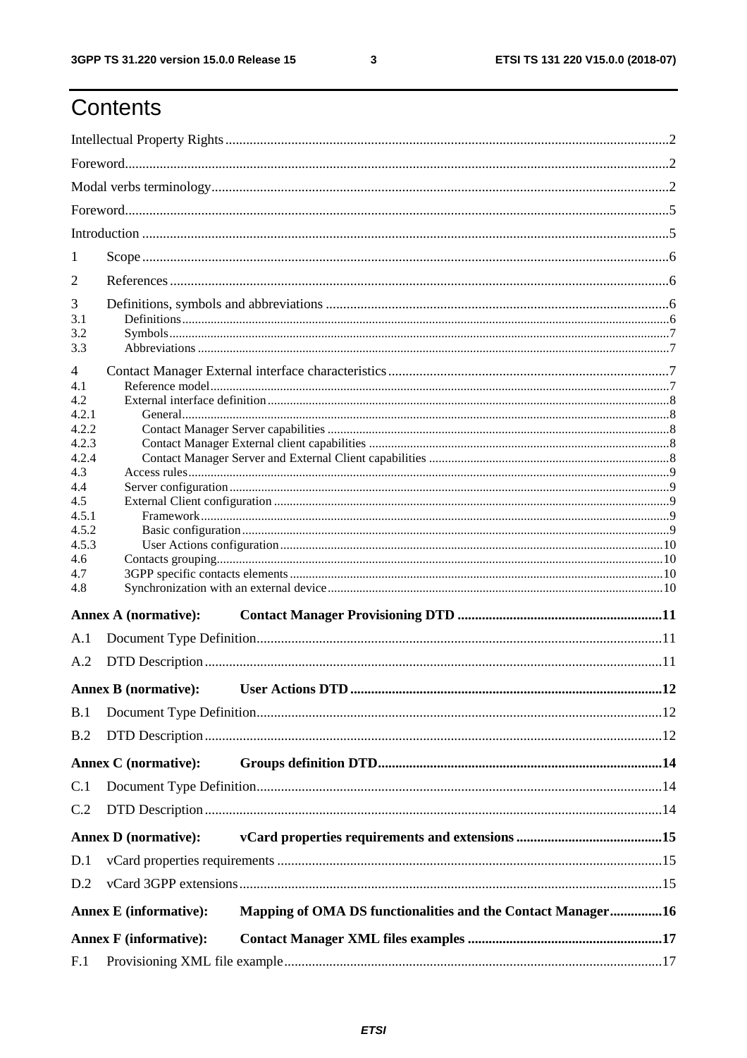# Contents

Intellectual Property Rights ........................................................................................................................ 2

Foreword ........................................................................................................................................................ 2

Modal verbs terminology ............................................................................................................................. 2

Foreword ........................................................................................................................................................ 5

Introduction .................................................................................................................................................. 5

1 Scope ......................................................................................................................................................... 6

2 References .................................................................................................................................................. 6

3 Definitions, symbols and abbreviations ...................................................................................................... 6
- 3.1 Definitions ........................................................................................................................................ 6
- 3.2 Symbols ............................................................................................................................................ 7
- 3.3 Abbreviations .................................................................................................................................... 7

4 Contact Manager External interface characteristics .................................................................................... 7
- 4.1 Reference model ............................................................................................................................... 7
- 4.2 External interface definition ............................................................................................................. 8
  - 4.2.1 General ....................................................................................................................................... 8
  - 4.2.2 Contact Manager Server capabilities ......................................................................................... 8
  - 4.2.3 Contact Manager External client capabilities ............................................................................. 8
  - 4.2.4 Contact Manager Server and External Client capabilities .......................................................... 8
- 4.3 Access rules ...................................................................................................................................... 9
- 4.4 Server configuration .......................................................................................................................... 9
- 4.5 External Client configuration ............................................................................................................ 9
  - 4.5.1 Framework ................................................................................................................................. 9
  - 4.5.2 Basic configuration .................................................................................................................... 9
  - 4.5.3 User Actions configuration ...................................................................................................... 10
- 4.6 Contacts grouping ............................................................................................................................ 10
- 4.7 3GPP specific contacts elements ..................................................................................................... 10
- 4.8 Synchronization with an external device ........................................................................................ 10

**Annex A (normative): Contact Manager Provisioning DTD** .................................................................... **11**

A.1 Document Type Definition ...................................................................................................................... 11

A.2 DTD Description ..................................................................................................................................... 11

**Annex B (normative): User Actions DTD** ................................................................................................ **12**

B.1 Document Type Definition ...................................................................................................................... 12

B.2 DTD Description ..................................................................................................................................... 12

**Annex C (normative): Groups definition DTD** ......................................................................................... **14**

C.1 Document Type Definition ...................................................................................................................... 14

C.2 DTD Description ..................................................................................................................................... 14

**Annex D (normative): vCard properties requirements and extensions** .................................................. **15**

D.1 vCard properties requirements ............................................................................................................... 15

D.2 vCard 3GPP extensions .......................................................................................................................... 15

**Annex E (informative): Mapping of OMA DS functionalities and the Contact Manager** ......................... **16**

**Annex F (informative): Contact Manager XML files examples** ................................................................ **17**

F.1 Provisioning XML file example ............................................................................................................... 17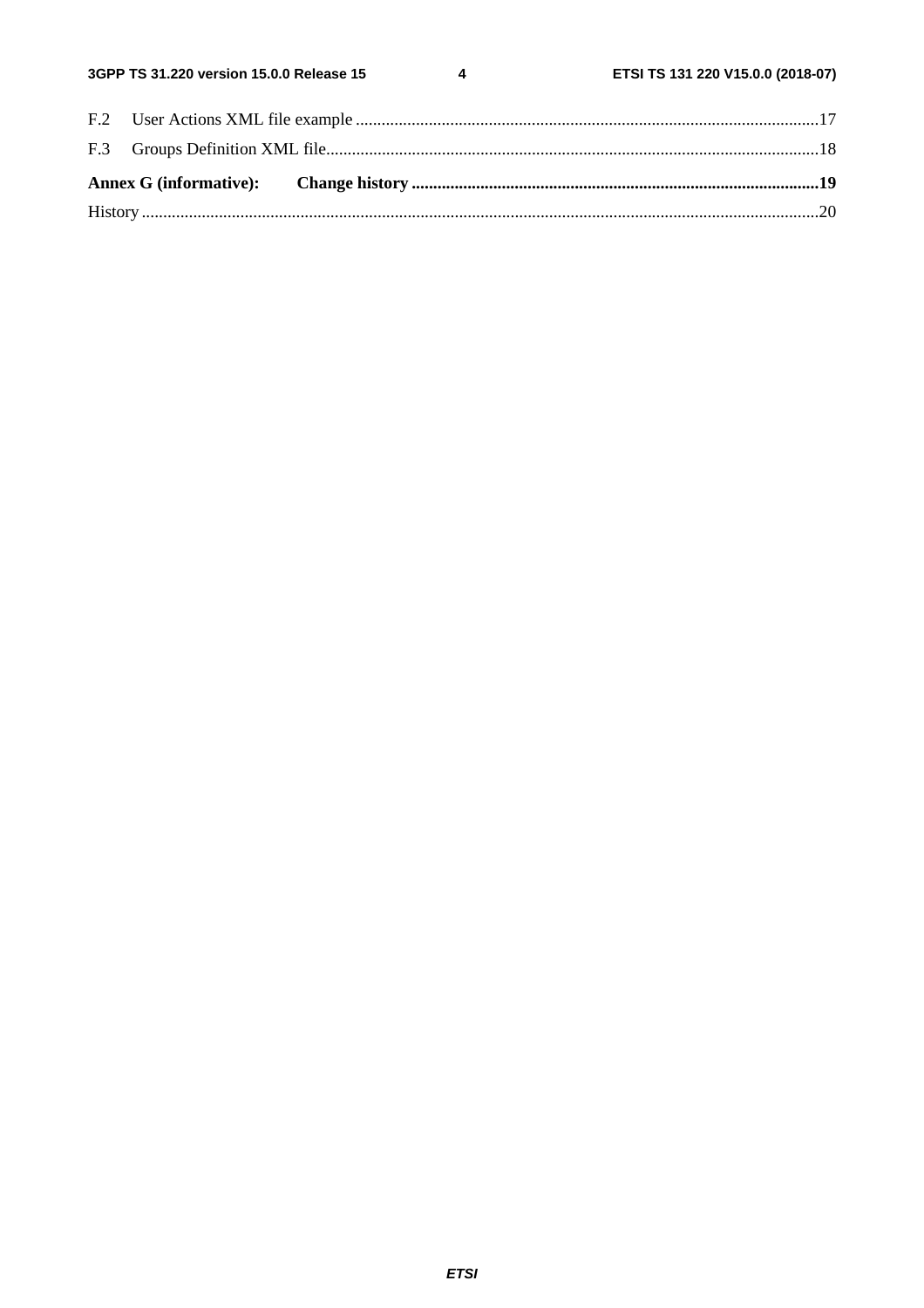F.2 User Actions XML file example ............................................................................................................17

F.3 Groups Definition XML file......................................................................................................................18

**Annex G (informative): Change history ...............................................................................................19**

History ..............................................................................................................................................................20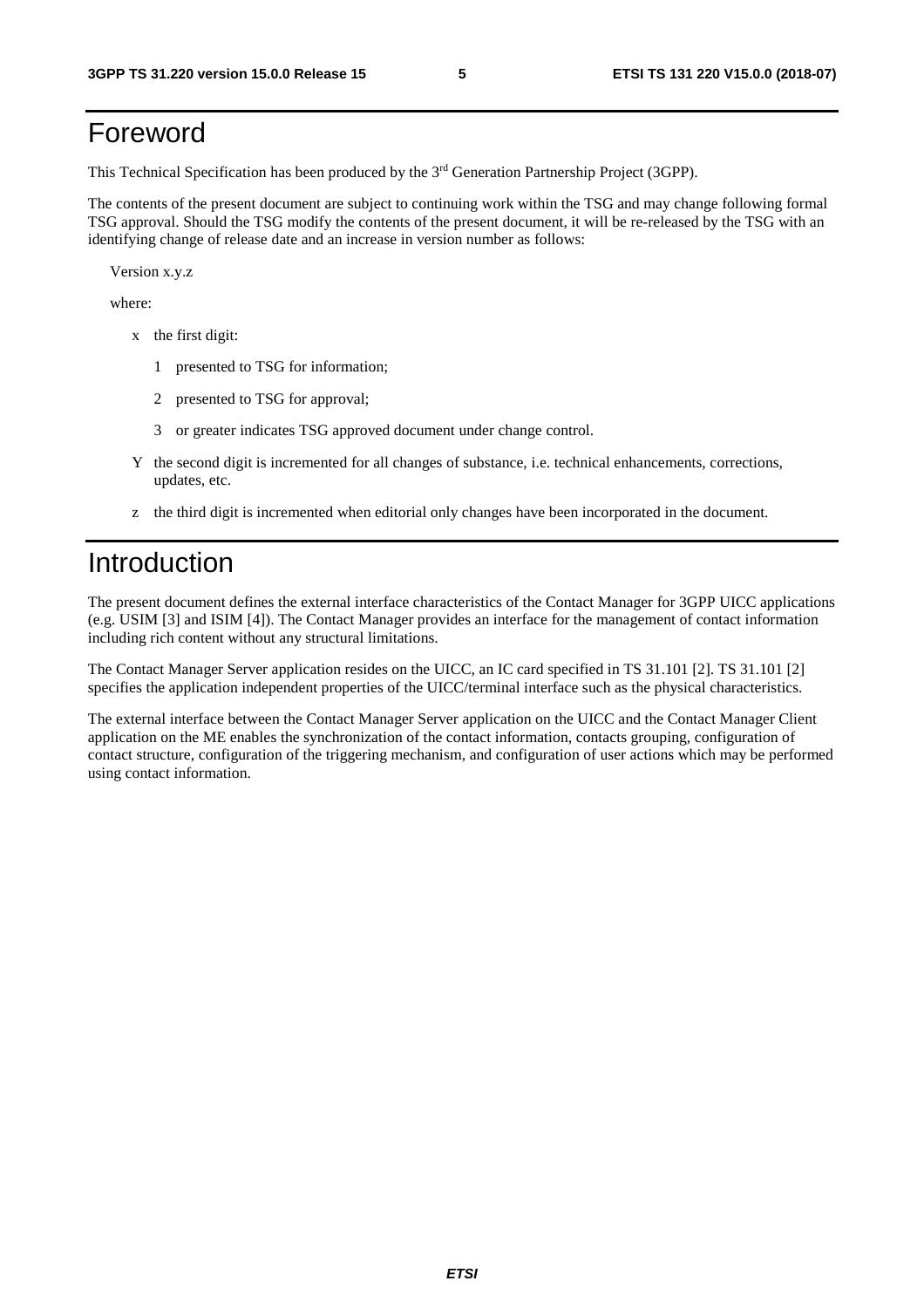# Foreword

This Technical Specification has been produced by the 3rd Generation Partnership Project (3GPP).

The contents of the present document are subject to continuing work within the TSG and may change following formal TSG approval. Should the TSG modify the contents of the present document, it will be re-released by the TSG with an identifying change of release date and an increase in version number as follows:

Version x.y.z

where:

- x the first digit:
  - 1 presented to TSG for information;
  - 2 presented to TSG for approval;
  - 3 or greater indicates TSG approved document under change control.
- Y the second digit is incremented for all changes of substance, i.e. technical enhancements, corrections, updates, etc.
- z the third digit is incremented when editorial only changes have been incorporated in the document.

# Introduction

The present document defines the external interface characteristics of the Contact Manager for 3GPP UICC applications (e.g. USIM [3] and ISIM [4]). The Contact Manager provides an interface for the management of contact information including rich content without any structural limitations.

The Contact Manager Server application resides on the UICC, an IC card specified in TS 31.101 [2]. TS 31.101 [2] specifies the application independent properties of the UICC/terminal interface such as the physical characteristics.

The external interface between the Contact Manager Server application on the UICC and the Contact Manager Client application on the ME enables the synchronization of the contact information, contacts grouping, configuration of contact structure, configuration of the triggering mechanism, and configuration of user actions which may be performed using contact information.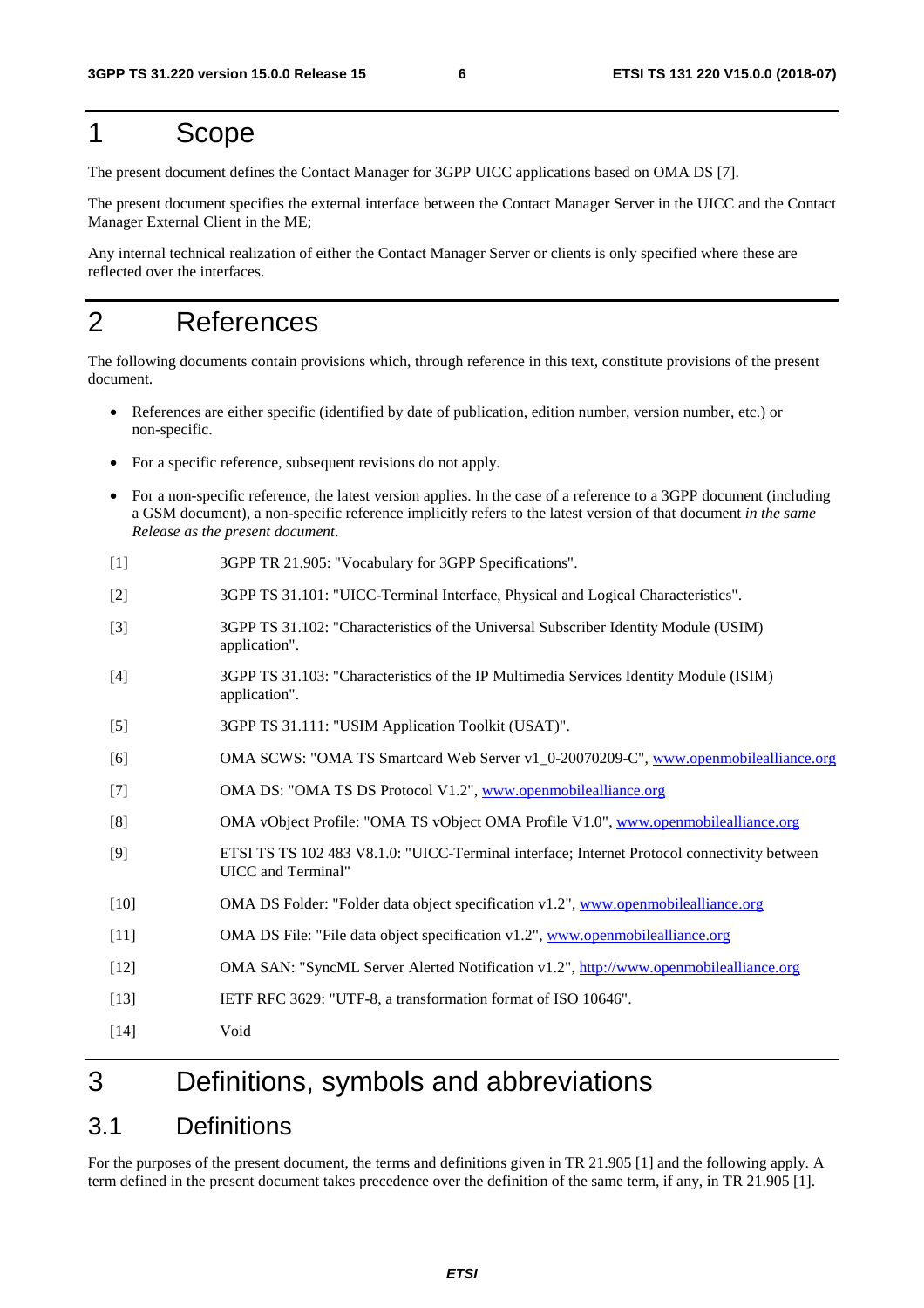# 1 Scope

The present document defines the Contact Manager for 3GPP UICC applications based on OMA DS [7].

The present document specifies the external interface between the Contact Manager Server in the UICC and the Contact Manager External Client in the ME;

Any internal technical realization of either the Contact Manager Server or clients is only specified where these are reflected over the interfaces.

# 2 References

The following documents contain provisions which, through reference in this text, constitute provisions of the present document.

- References are either specific (identified by date of publication, edition number, version number, etc.) or non-specific.
- For a specific reference, subsequent revisions do not apply.
- For a non-specific reference, the latest version applies. In the case of a reference to a 3GPP document (including a GSM document), a non-specific reference implicitly refers to the latest version of that document *in the same Release as the present document*.

[1] 3GPP TR 21.905: "Vocabulary for 3GPP Specifications".

[2] 3GPP TS 31.101: "UICC-Terminal Interface, Physical and Logical Characteristics".

[3] 3GPP TS 31.102: "Characteristics of the Universal Subscriber Identity Module (USIM) application".

[4] 3GPP TS 31.103: "Characteristics of the IP Multimedia Services Identity Module (ISIM) application".

[5] 3GPP TS 31.111: "USIM Application Toolkit (USAT)".

[6] OMA SCWS: "OMA TS Smartcard Web Server v1_0-20070209-C", www.openmobilealliance.org

[7] OMA DS: "OMA TS DS Protocol V1.2", www.openmobilealliance.org

[8] OMA vObject Profile: "OMA TS vObject OMA Profile V1.0", www.openmobilealliance.org

[9] ETSI TS TS 102 483 V8.1.0: "UICC-Terminal interface; Internet Protocol connectivity between UICC and Terminal"

[10] OMA DS Folder: "Folder data object specification v1.2", www.openmobilealliance.org

[11] OMA DS File: "File data object specification v1.2", www.openmobilealliance.org

[12] OMA SAN: "SyncML Server Alerted Notification v1.2", http://www.openmobilealliance.org

[13] IETF RFC 3629: "UTF-8, a transformation format of ISO 10646".

[14] Void

# 3 Definitions, symbols and abbreviations

## 3.1 Definitions

For the purposes of the present document, the terms and definitions given in TR 21.905 [1] and the following apply. A term defined in the present document takes precedence over the definition of the same term, if any, in TR 21.905 [1].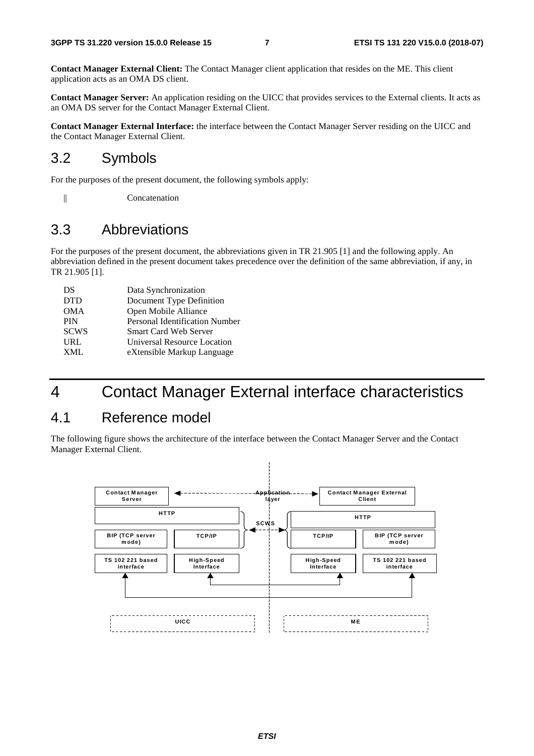**Contact Manager External Client:** The Contact Manager client application that resides on the ME. This client application acts as an OMA DS client.

**Contact Manager Server:** An application residing on the UICC that provides services to the External clients. It acts as an OMA DS server for the Contact Manager External Client.

**Contact Manager External Interface:** the interface between the Contact Manager Server residing on the UICC and the Contact Manager External Client.

## 3.2 Symbols

For the purposes of the present document, the following symbols apply:

|| Concatenation

## 3.3 Abbreviations

For the purposes of the present document, the abbreviations given in TR 21.905 [1] and the following apply. An abbreviation defined in the present document takes precedence over the definition of the same abbreviation, if any, in TR 21.905 [1].

| | |
|---|---|
| DS | Data Synchronization |
| DTD | Document Type Definition |
| OMA | Open Mobile Alliance |
| PIN | Personal Identification Number |
| SCWS | Smart Card Web Server |
| URL | Universal Resource Location |
| XML | eXtensible Markup Language |

# 4 Contact Manager External interface characteristics

## 4.1 Reference model

The following figure shows the architecture of the interface between the Contact Manager Server and the Contact Manager External Client.

Contact Manager Server | Application layer | Contact Manager External Client

HTTP | SCWS | HTTP

BIP (TCP server mode) | TCP/IP | TCP/IP | BIP (TCP server mode)

TS 102 221 based interface | High-Speed Interface | High-Speed Interface | TS 102 221 based interface

UICC | ME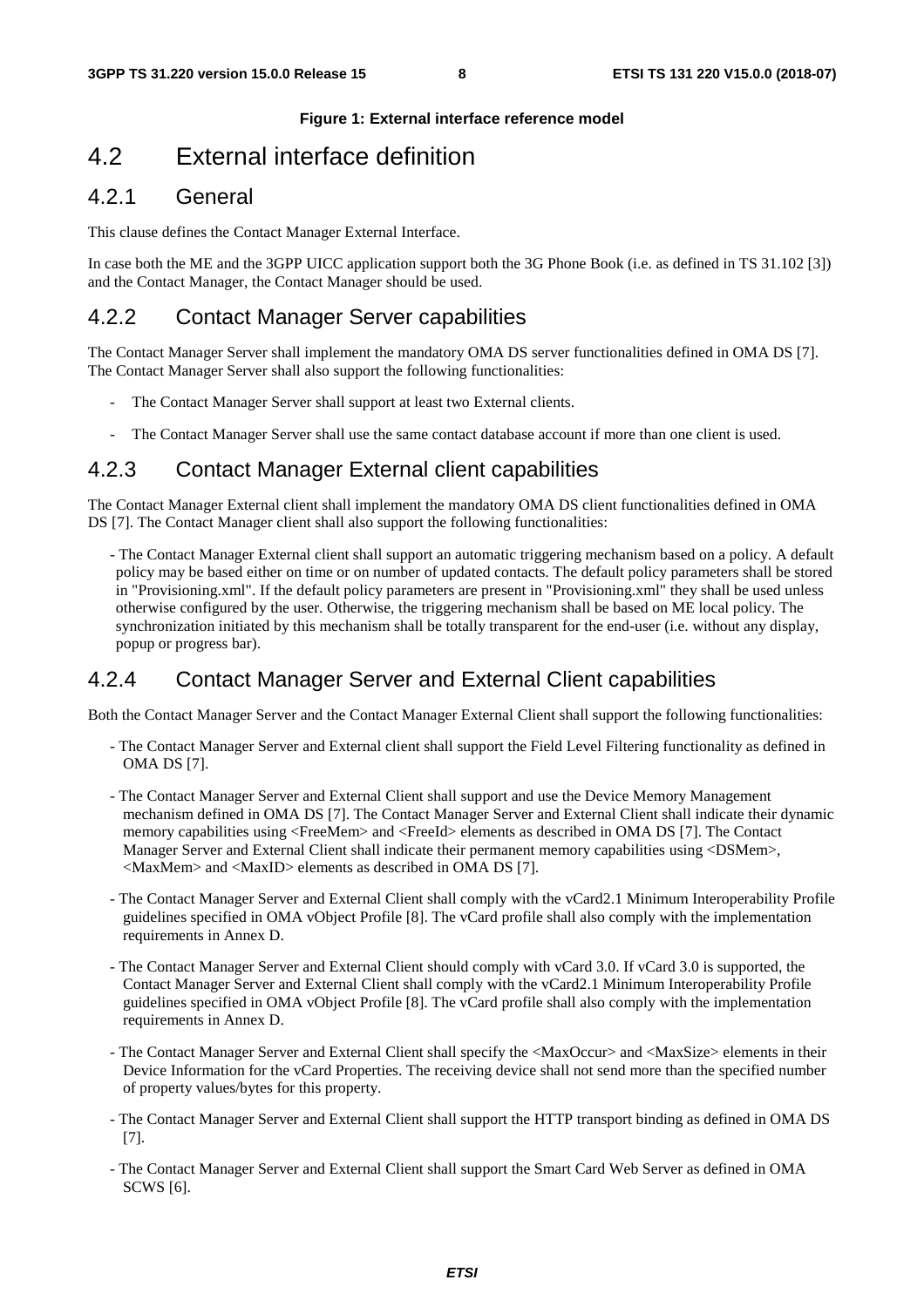**Figure 1: External interface reference model**

# 4.2 External interface definition

## 4.2.1 General

This clause defines the Contact Manager External Interface.

In case both the ME and the 3GPP UICC application support both the 3G Phone Book (i.e. as defined in TS 31.102 [3]) and the Contact Manager, the Contact Manager should be used.

## 4.2.2 Contact Manager Server capabilities

The Contact Manager Server shall implement the mandatory OMA DS server functionalities defined in OMA DS [7]. The Contact Manager Server shall also support the following functionalities:

- The Contact Manager Server shall support at least two External clients.
- The Contact Manager Server shall use the same contact database account if more than one client is used.

## 4.2.3 Contact Manager External client capabilities

The Contact Manager External client shall implement the mandatory OMA DS client functionalities defined in OMA DS [7]. The Contact Manager client shall also support the following functionalities:

- The Contact Manager External client shall support an automatic triggering mechanism based on a policy. A default policy may be based either on time or on number of updated contacts. The default policy parameters shall be stored in "Provisioning.xml". If the default policy parameters are present in "Provisioning.xml" they shall be used unless otherwise configured by the user. Otherwise, the triggering mechanism shall be based on ME local policy. The synchronization initiated by this mechanism shall be totally transparent for the end-user (i.e. without any display, popup or progress bar).

## 4.2.4 Contact Manager Server and External Client capabilities

Both the Contact Manager Server and the Contact Manager External Client shall support the following functionalities:

- The Contact Manager Server and External client shall support the Field Level Filtering functionality as defined in OMA DS [7].
- The Contact Manager Server and External Client shall support and use the Device Memory Management mechanism defined in OMA DS [7]. The Contact Manager Server and External Client shall indicate their dynamic memory capabilities using <FreeMem> and <FreeId> elements as described in OMA DS [7]. The Contact Manager Server and External Client shall indicate their permanent memory capabilities using <DSMem>, <MaxMem> and <MaxID> elements as described in OMA DS [7].
- The Contact Manager Server and External Client shall comply with the vCard2.1 Minimum Interoperability Profile guidelines specified in OMA vObject Profile [8]. The vCard profile shall also comply with the implementation requirements in Annex D.
- The Contact Manager Server and External Client should comply with vCard 3.0. If vCard 3.0 is supported, the Contact Manager Server and External Client shall comply with the vCard2.1 Minimum Interoperability Profile guidelines specified in OMA vObject Profile [8]. The vCard profile shall also comply with the implementation requirements in Annex D.
- The Contact Manager Server and External Client shall specify the <MaxOccur> and <MaxSize> elements in their Device Information for the vCard Properties. The receiving device shall not send more than the specified number of property values/bytes for this property.
- The Contact Manager Server and External Client shall support the HTTP transport binding as defined in OMA DS [7].
- The Contact Manager Server and External Client shall support the Smart Card Web Server as defined in OMA SCWS [6].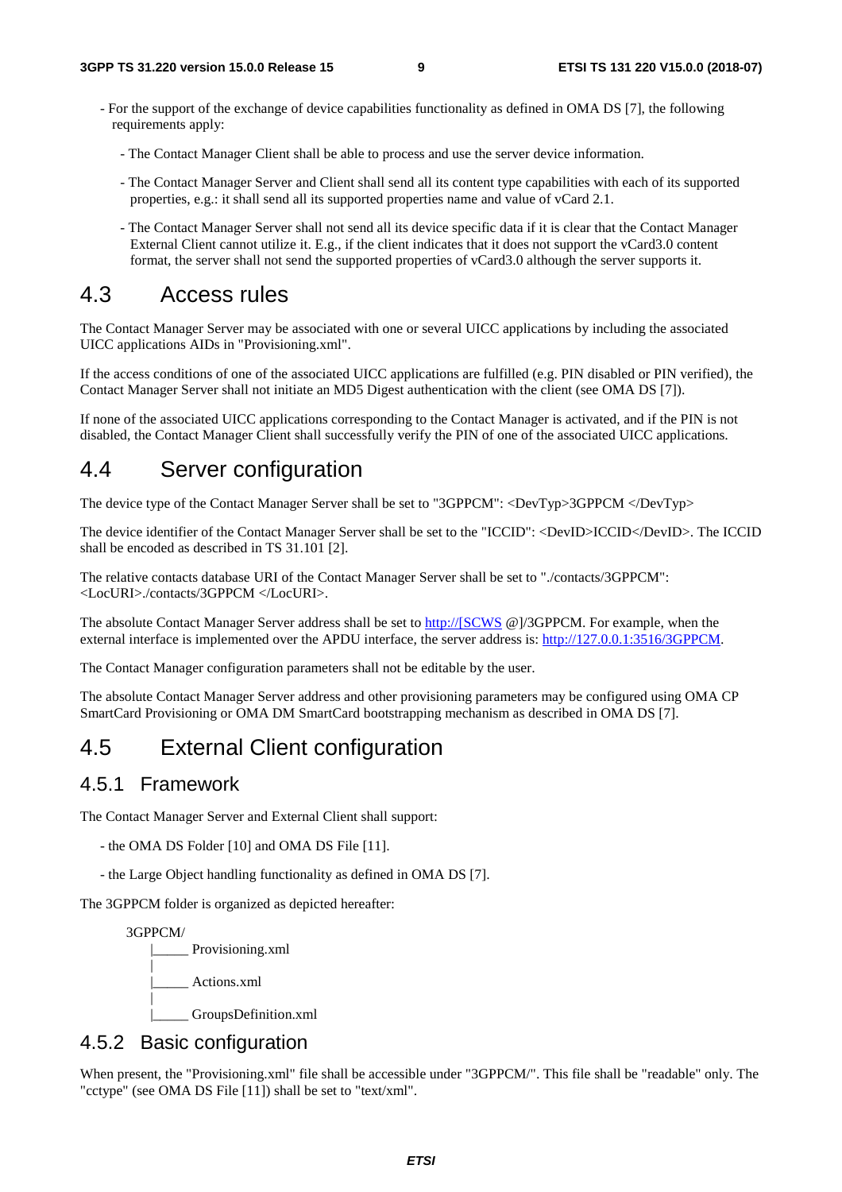- For the support of the exchange of device capabilities functionality as defined in OMA DS [7], the following requirements apply:

  - The Contact Manager Client shall be able to process and use the server device information.

  - The Contact Manager Server and Client shall send all its content type capabilities with each of its supported properties, e.g.: it shall send all its supported properties name and value of vCard 2.1.

  - The Contact Manager Server shall not send all its device specific data if it is clear that the Contact Manager External Client cannot utilize it. E.g., if the client indicates that it does not support the vCard3.0 content format, the server shall not send the supported properties of vCard3.0 although the server supports it.

# 4.3 Access rules

The Contact Manager Server may be associated with one or several UICC applications by including the associated UICC applications AIDs in "Provisioning.xml".

If the access conditions of one of the associated UICC applications are fulfilled (e.g. PIN disabled or PIN verified), the Contact Manager Server shall not initiate an MD5 Digest authentication with the client (see OMA DS [7]).

If none of the associated UICC applications corresponding to the Contact Manager is activated, and if the PIN is not disabled, the Contact Manager Client shall successfully verify the PIN of one of the associated UICC applications.

# 4.4 Server configuration

The device type of the Contact Manager Server shall be set to "3GPPCM": <DevTyp>3GPPCM </DevTyp>

The device identifier of the Contact Manager Server shall be set to the "ICCID": <DevID>ICCID</DevID>. The ICCID shall be encoded as described in TS 31.101 [2].

The relative contacts database URI of the Contact Manager Server shall be set to "./contacts/3GPPCM": <LocURI>./contacts/3GPPCM </LocURI>.

The absolute Contact Manager Server address shall be set to http://[SCWS @]/3GPPCM. For example, when the external interface is implemented over the APDU interface, the server address is: http://127.0.0.1:3516/3GPPCM.

The Contact Manager configuration parameters shall not be editable by the user.

The absolute Contact Manager Server address and other provisioning parameters may be configured using OMA CP SmartCard Provisioning or OMA DM SmartCard bootstrapping mechanism as described in OMA DS [7].

# 4.5 External Client configuration

## 4.5.1 Framework

The Contact Manager Server and External Client shall support:

- the OMA DS Folder [10] and OMA DS File [11].

- the Large Object handling functionality as defined in OMA DS [7].

The 3GPPCM folder is organized as depicted hereafter:

```
3GPPCM/
   |_____ Provisioning.xml
   |
   |_____ Actions.xml
   |
   |_____ GroupsDefinition.xml
```

## 4.5.2 Basic configuration

When present, the "Provisioning.xml" file shall be accessible under "3GPPCM/". This file shall be "readable" only. The "cctype" (see OMA DS File [11]) shall be set to "text/xml".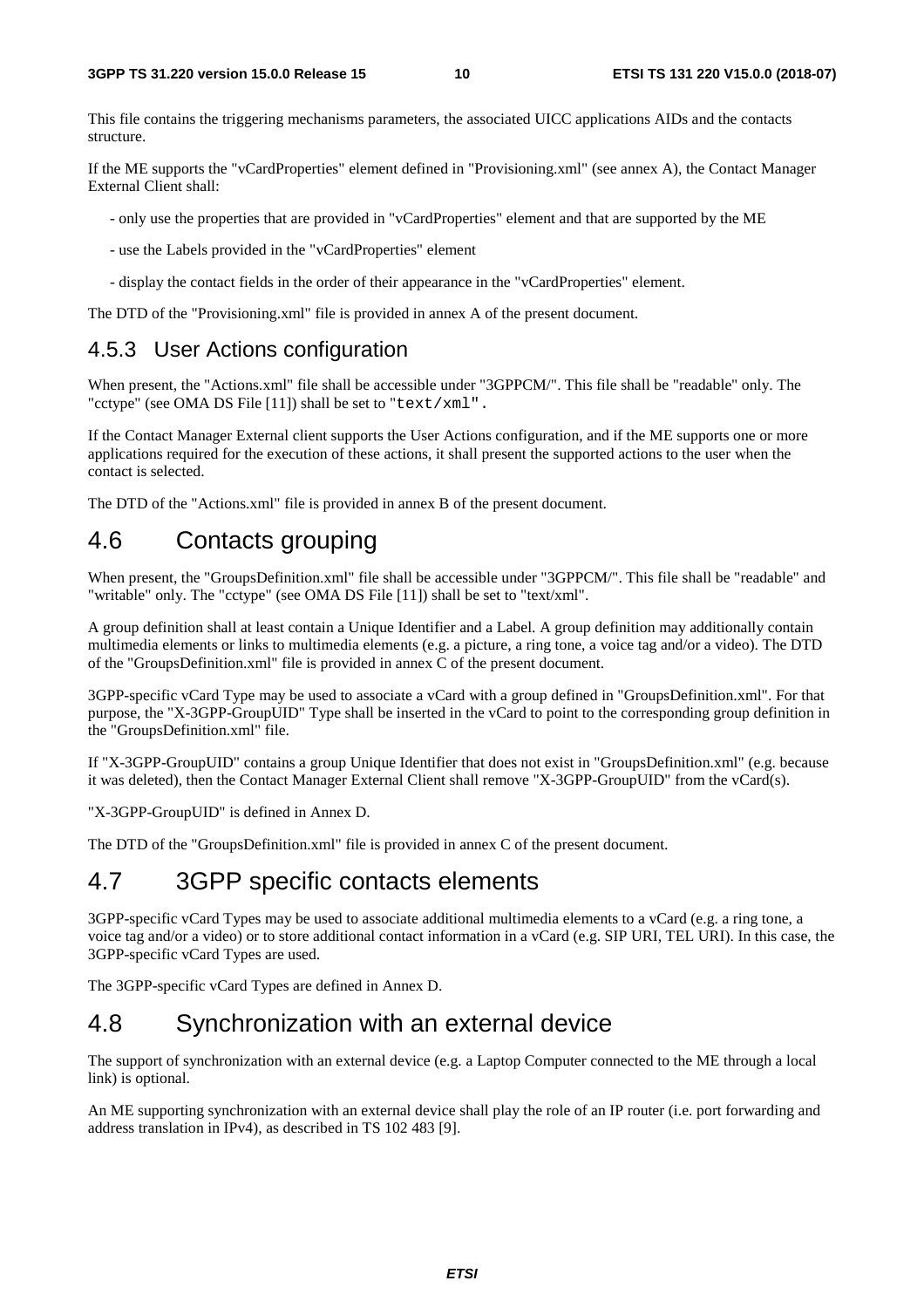This file contains the triggering mechanisms parameters, the associated UICC applications AIDs and the contacts structure.

If the ME supports the "vCardProperties" element defined in "Provisioning.xml" (see annex A), the Contact Manager External Client shall:

- only use the properties that are provided in "vCardProperties" element and that are supported by the ME
- use the Labels provided in the "vCardProperties" element
- display the contact fields in the order of their appearance in the "vCardProperties" element.

The DTD of the "Provisioning.xml" file is provided in annex A of the present document.

### 4.5.3 User Actions configuration

When present, the "Actions.xml" file shall be accessible under "3GPPCM/". This file shall be "readable" only. The "cctype" (see OMA DS File [11]) shall be set to "text/xml".

If the Contact Manager External client supports the User Actions configuration, and if the ME supports one or more applications required for the execution of these actions, it shall present the supported actions to the user when the contact is selected.

The DTD of the "Actions.xml" file is provided in annex B of the present document.

## 4.6 Contacts grouping

When present, the "GroupsDefinition.xml" file shall be accessible under "3GPPCM/". This file shall be "readable" and "writable" only. The "cctype" (see OMA DS File [11]) shall be set to "text/xml".

A group definition shall at least contain a Unique Identifier and a Label. A group definition may additionally contain multimedia elements or links to multimedia elements (e.g. a picture, a ring tone, a voice tag and/or a video). The DTD of the "GroupsDefinition.xml" file is provided in annex C of the present document.

3GPP-specific vCard Type may be used to associate a vCard with a group defined in "GroupsDefinition.xml". For that purpose, the "X-3GPP-GroupUID" Type shall be inserted in the vCard to point to the corresponding group definition in the "GroupsDefinition.xml" file.

If "X-3GPP-GroupUID" contains a group Unique Identifier that does not exist in "GroupsDefinition.xml" (e.g. because it was deleted), then the Contact Manager External Client shall remove "X-3GPP-GroupUID" from the vCard(s).

"X-3GPP-GroupUID" is defined in Annex D.

The DTD of the "GroupsDefinition.xml" file is provided in annex C of the present document.

## 4.7 3GPP specific contacts elements

3GPP-specific vCard Types may be used to associate additional multimedia elements to a vCard (e.g. a ring tone, a voice tag and/or a video) or to store additional contact information in a vCard (e.g. SIP URI, TEL URI). In this case, the 3GPP-specific vCard Types are used.

The 3GPP-specific vCard Types are defined in Annex D.

## 4.8 Synchronization with an external device

The support of synchronization with an external device (e.g. a Laptop Computer connected to the ME through a local link) is optional.

An ME supporting synchronization with an external device shall play the role of an IP router (i.e. port forwarding and address translation in IPv4), as described in TS 102 483 [9].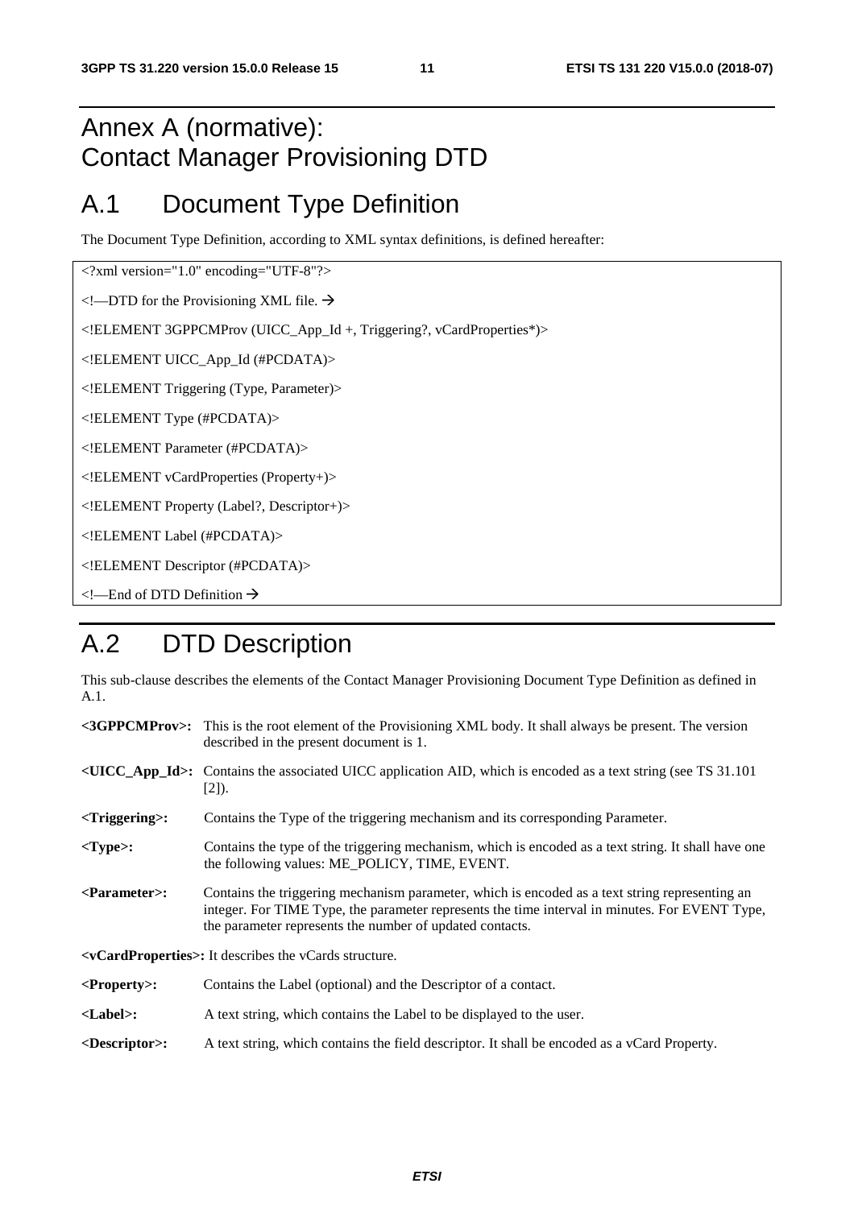# Annex A (normative): Contact Manager Provisioning DTD

## A.1 Document Type Definition

The Document Type Definition, according to XML syntax definitions, is defined hereafter:

```
<?xml version="1.0" encoding="UTF-8"?>

<!—DTD for the Provisioning XML file. →

<!ELEMENT 3GPPCMProv (UICC_App_Id +, Triggering?, vCardProperties*)>

<!ELEMENT UICC_App_Id (#PCDATA)>

<!ELEMENT Triggering (Type, Parameter)>

<!ELEMENT Type (#PCDATA)>

<!ELEMENT Parameter (#PCDATA)>

<!ELEMENT vCardProperties (Property+)>

<!ELEMENT Property (Label?, Descriptor+)>

<!ELEMENT Label (#PCDATA)>

<!ELEMENT Descriptor (#PCDATA)>

<!—End of DTD Definition →
```

## A.2 DTD Description

This sub-clause describes the elements of the Contact Manager Provisioning Document Type Definition as defined in A.1.

**<3GPPCMProv>:** This is the root element of the Provisioning XML body. It shall always be present. The version described in the present document is 1.

**<UICC_App_Id>:** Contains the associated UICC application AID, which is encoded as a text string (see TS 31.101 [2]).

**<Triggering>:** Contains the Type of the triggering mechanism and its corresponding Parameter.

**<Type>:** Contains the type of the triggering mechanism, which is encoded as a text string. It shall have one the following values: ME_POLICY, TIME, EVENT.

**<Parameter>:** Contains the triggering mechanism parameter, which is encoded as a text string representing an integer. For TIME Type, the parameter represents the time interval in minutes. For EVENT Type, the parameter represents the number of updated contacts.

**<vCardProperties>:** It describes the vCards structure.

**<Property>:** Contains the Label (optional) and the Descriptor of a contact.

**<Label>:** A text string, which contains the Label to be displayed to the user.

**<Descriptor>:** A text string, which contains the field descriptor. It shall be encoded as a vCard Property.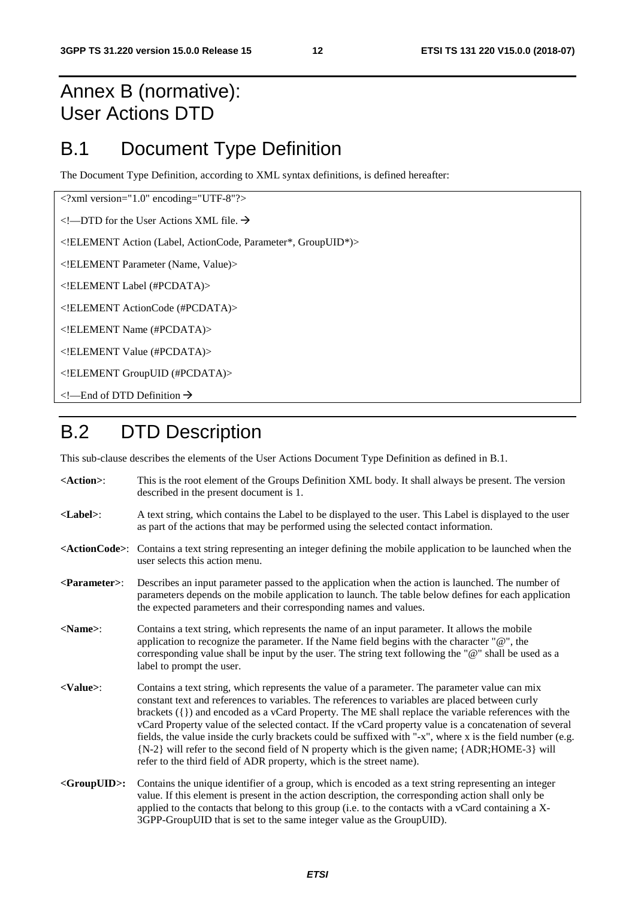# Annex B (normative): User Actions DTD

# B.1 Document Type Definition

The Document Type Definition, according to XML syntax definitions, is defined hereafter:

```
<?xml version="1.0" encoding="UTF-8"?>

<!—DTD for the User Actions XML file. →

<!ELEMENT Action (Label, ActionCode, Parameter*, GroupUID*)>

<!ELEMENT Parameter (Name, Value)>

<!ELEMENT Label (#PCDATA)>

<!ELEMENT ActionCode (#PCDATA)>

<!ELEMENT Name (#PCDATA)>

<!ELEMENT Value (#PCDATA)>

<!ELEMENT GroupUID (#PCDATA)>

<!—End of DTD Definition →
```

# B.2 DTD Description

This sub-clause describes the elements of the User Actions Document Type Definition as defined in B.1.

**<Action>**: This is the root element of the Groups Definition XML body. It shall always be present. The version described in the present document is 1.

**<Label>**: A text string, which contains the Label to be displayed to the user. This Label is displayed to the user as part of the actions that may be performed using the selected contact information.

**<ActionCode>**: Contains a text string representing an integer defining the mobile application to be launched when the user selects this action menu.

**<Parameter>**: Describes an input parameter passed to the application when the action is launched. The number of parameters depends on the mobile application to launch. The table below defines for each application the expected parameters and their corresponding names and values.

**<Name>**: Contains a text string, which represents the name of an input parameter. It allows the mobile application to recognize the parameter. If the Name field begins with the character "@", the corresponding value shall be input by the user. The string text following the "@" shall be used as a label to prompt the user.

**<Value>**: Contains a text string, which represents the value of a parameter. The parameter value can mix constant text and references to variables. The references to variables are placed between curly brackets ({}) and encoded as a vCard Property. The ME shall replace the variable references with the vCard Property value of the selected contact. If the vCard property value is a concatenation of several fields, the value inside the curly brackets could be suffixed with "-x", where x is the field number (e.g. {N-2} will refer to the second field of N property which is the given name; {ADR;HOME-3} will refer to the third field of ADR property, which is the street name).

**<GroupUID>:** Contains the unique identifier of a group, which is encoded as a text string representing an integer value. If this element is present in the action description, the corresponding action shall only be applied to the contacts that belong to this group (i.e. to the contacts with a vCard containing a X-3GPP-GroupUID that is set to the same integer value as the GroupUID).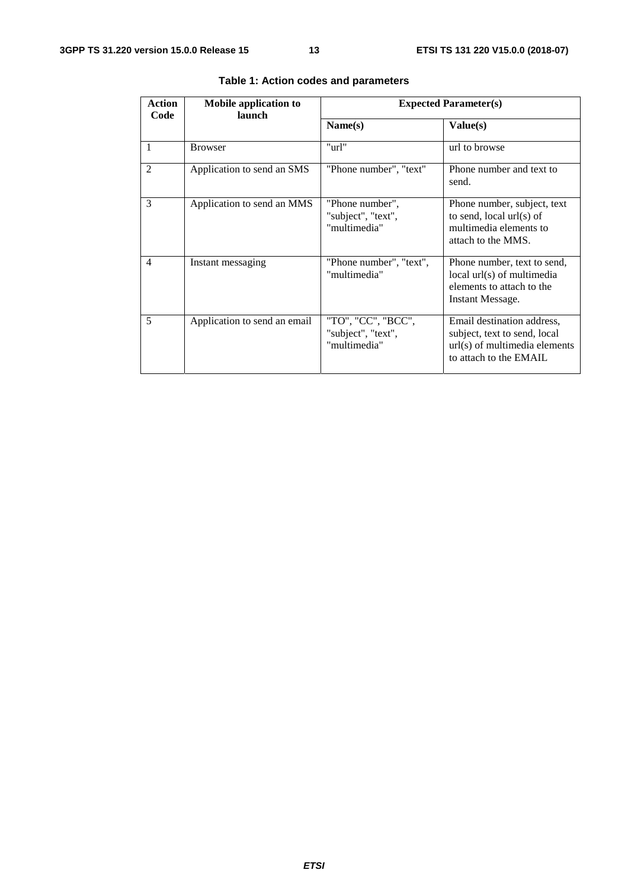**Table 1: Action codes and parameters**

| Action Code | Mobile application to launch | Expected Parameter(s) | |
|---|---|---|---|
| | | **Name(s)** | **Value(s)** |
| 1 | Browser | "url" | url to browse |
| 2 | Application to send an SMS | "Phone number", "text" | Phone number and text to send. |
| 3 | Application to send an MMS | "Phone number", "subject", "text", "multimedia" | Phone number, subject, text to send, local url(s) of multimedia elements to attach to the MMS. |
| 4 | Instant messaging | "Phone number", "text", "multimedia" | Phone number, text to send, local url(s) of multimedia elements to attach to the Instant Message. |
| 5 | Application to send an email | "TO", "CC", "BCC", "subject", "text", "multimedia" | Email destination address, subject, text to send, local url(s) of multimedia elements to attach to the EMAIL |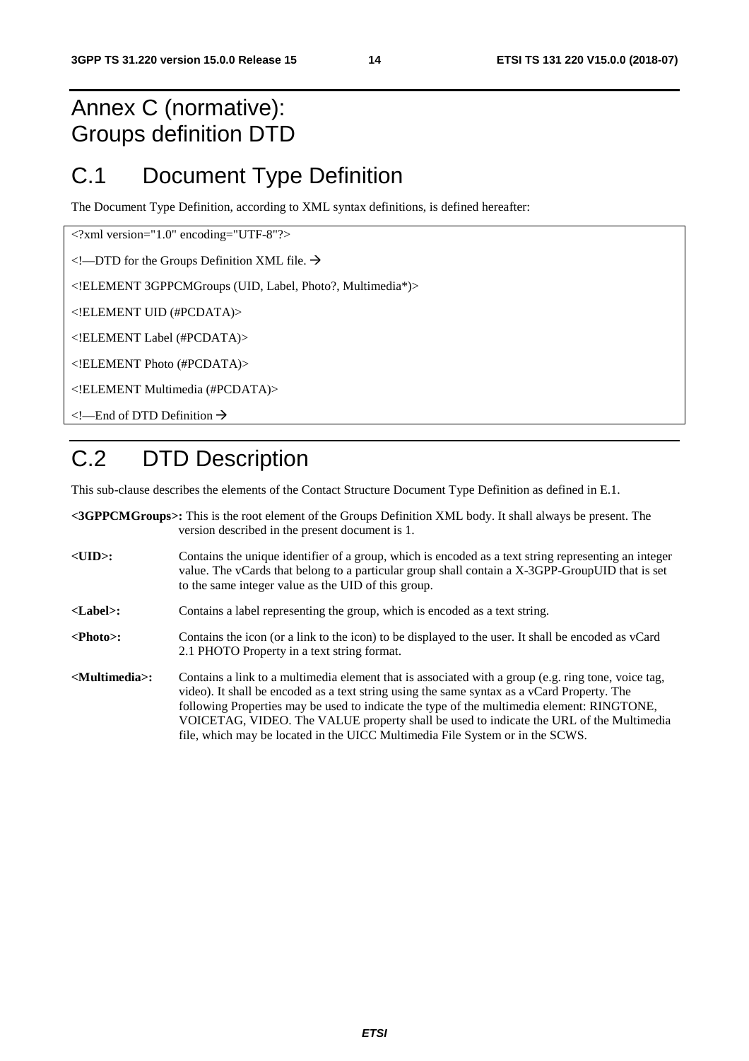# Annex C (normative): Groups definition DTD

## C.1 Document Type Definition

The Document Type Definition, according to XML syntax definitions, is defined hereafter:

```
<?xml version="1.0" encoding="UTF-8"?>

<!—DTD for the Groups Definition XML file. →

<!ELEMENT 3GPPCMGroups (UID, Label, Photo?, Multimedia*)>

<!ELEMENT UID (#PCDATA)>

<!ELEMENT Label (#PCDATA)>

<!ELEMENT Photo (#PCDATA)>

<!ELEMENT Multimedia (#PCDATA)>

<!—End of DTD Definition →
```

## C.2 DTD Description

This sub-clause describes the elements of the Contact Structure Document Type Definition as defined in E.1.

**<3GPPCMGroups>:** This is the root element of the Groups Definition XML body. It shall always be present. The version described in the present document is 1.

**<UID>:** Contains the unique identifier of a group, which is encoded as a text string representing an integer value. The vCards that belong to a particular group shall contain a X-3GPP-GroupUID that is set to the same integer value as the UID of this group.

**<Label>:** Contains a label representing the group, which is encoded as a text string.

**<Photo>:** Contains the icon (or a link to the icon) to be displayed to the user. It shall be encoded as vCard 2.1 PHOTO Property in a text string format.

**<Multimedia>:** Contains a link to a multimedia element that is associated with a group (e.g. ring tone, voice tag, video). It shall be encoded as a text string using the same syntax as a vCard Property. The following Properties may be used to indicate the type of the multimedia element: RINGTONE, VOICETAG, VIDEO. The VALUE property shall be used to indicate the URL of the Multimedia file, which may be located in the UICC Multimedia File System or in the SCWS.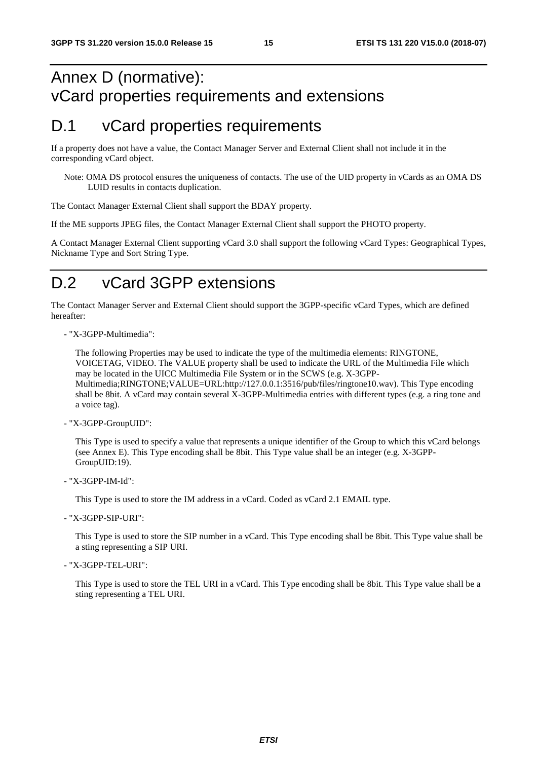# Annex D (normative): vCard properties requirements and extensions

# D.1 vCard properties requirements

If a property does not have a value, the Contact Manager Server and External Client shall not include it in the corresponding vCard object.

> Note: OMA DS protocol ensures the uniqueness of contacts. The use of the UID property in vCards as an OMA DS LUID results in contacts duplication.

The Contact Manager External Client shall support the BDAY property.

If the ME supports JPEG files, the Contact Manager External Client shall support the PHOTO property.

A Contact Manager External Client supporting vCard 3.0 shall support the following vCard Types: Geographical Types, Nickname Type and Sort String Type.

# D.2 vCard 3GPP extensions

The Contact Manager Server and External Client should support the 3GPP-specific vCard Types, which are defined hereafter:

- "X-3GPP-Multimedia":

  The following Properties may be used to indicate the type of the multimedia elements: RINGTONE, VOICETAG, VIDEO. The VALUE property shall be used to indicate the URL of the Multimedia File which may be located in the UICC Multimedia File System or in the SCWS (e.g. X-3GPP-Multimedia;RINGTONE;VALUE=URL:http://127.0.0.1:3516/pub/files/ringtone10.wav). This Type encoding shall be 8bit. A vCard may contain several X-3GPP-Multimedia entries with different types (e.g. a ring tone and a voice tag).

- "X-3GPP-GroupUID":

  This Type is used to specify a value that represents a unique identifier of the Group to which this vCard belongs (see Annex E). This Type encoding shall be 8bit. This Type value shall be an integer (e.g. X-3GPP-GroupUID:19).

- "X-3GPP-IM-Id":

  This Type is used to store the IM address in a vCard. Coded as vCard 2.1 EMAIL type.

- "X-3GPP-SIP-URI":

  This Type is used to store the SIP number in a vCard. This Type encoding shall be 8bit. This Type value shall be a sting representing a SIP URI.

- "X-3GPP-TEL-URI":

  This Type is used to store the TEL URI in a vCard. This Type encoding shall be 8bit. This Type value shall be a sting representing a TEL URI.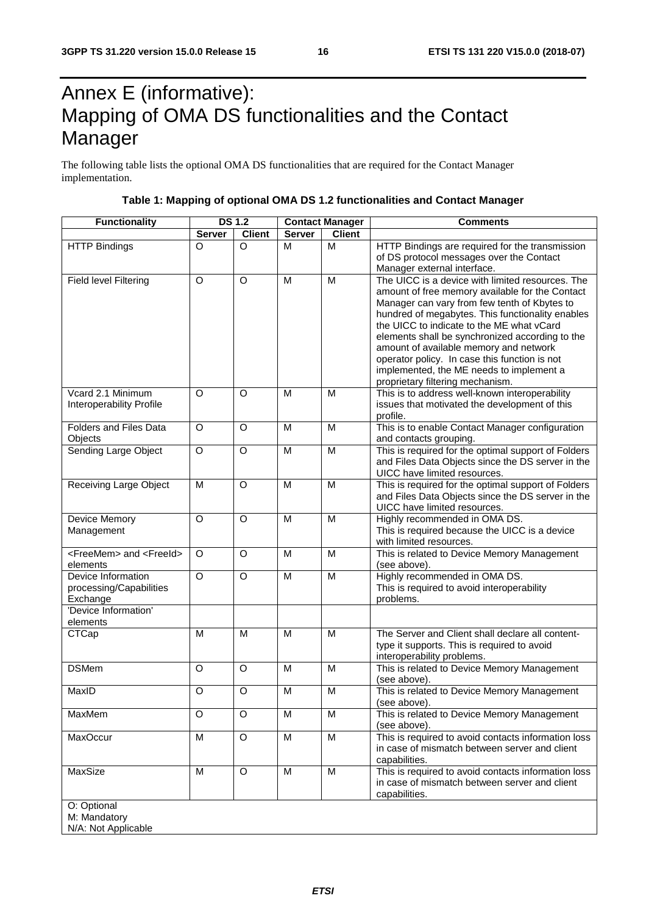# Annex E (informative): Mapping of OMA DS functionalities and the Contact Manager

The following table lists the optional OMA DS functionalities that are required for the Contact Manager implementation.

**Table 1: Mapping of optional OMA DS 1.2 functionalities and Contact Manager**

| Functionality | DS 1.2 | | Contact Manager | | Comments |
|---|---|---|---|---|---|
| | Server | Client | Server | Client | |
| HTTP Bindings | O | O | M | M | HTTP Bindings are required for the transmission of DS protocol messages over the Contact Manager external interface. |
| Field level Filtering | O | O | M | M | The UICC is a device with limited resources. The amount of free memory available for the Contact Manager can vary from few tenth of Kbytes to hundred of megabytes. This functionality enables the UICC to indicate to the ME what vCard elements shall be synchronized according to the amount of available memory and network operator policy. In case this function is not implemented, the ME needs to implement a proprietary filtering mechanism. |
| Vcard 2.1 Minimum Interoperability Profile | O | O | M | M | This is to address well-known interoperability issues that motivated the development of this profile. |
| Folders and Files Data Objects | O | O | M | M | This is to enable Contact Manager configuration and contacts grouping. |
| Sending Large Object | O | O | M | M | This is required for the optimal support of Folders and Files Data Objects since the DS server in the UICC have limited resources. |
| Receiving Large Object | M | O | M | M | This is required for the optimal support of Folders and Files Data Objects since the DS server in the UICC have limited resources. |
| Device Memory Management | O | O | M | M | Highly recommended in OMA DS. This is required because the UICC is a device with limited resources. |
| <FreeMem> and <FreeId> elements | O | O | M | M | This is related to Device Memory Management (see above). |
| Device Information processing/Capabilities Exchange | O | O | M | M | Highly recommended in OMA DS. This is required to avoid interoperability problems. |
| 'Device Information' elements | | | | | |
| CTCap | M | M | M | M | The Server and Client shall declare all content-type it supports. This is required to avoid interoperability problems. |
| DSMem | O | O | M | M | This is related to Device Memory Management (see above). |
| MaxID | O | O | M | M | This is related to Device Memory Management (see above). |
| MaxMem | O | O | M | M | This is related to Device Memory Management (see above). |
| MaxOccur | M | O | M | M | This is required to avoid contacts information loss in case of mismatch between server and client capabilities. |
| MaxSize | M | O | M | M | This is required to avoid contacts information loss in case of mismatch between server and client capabilities. |
| O: Optional<br>M: Mandatory<br>N/A: Not Applicable | | | | | |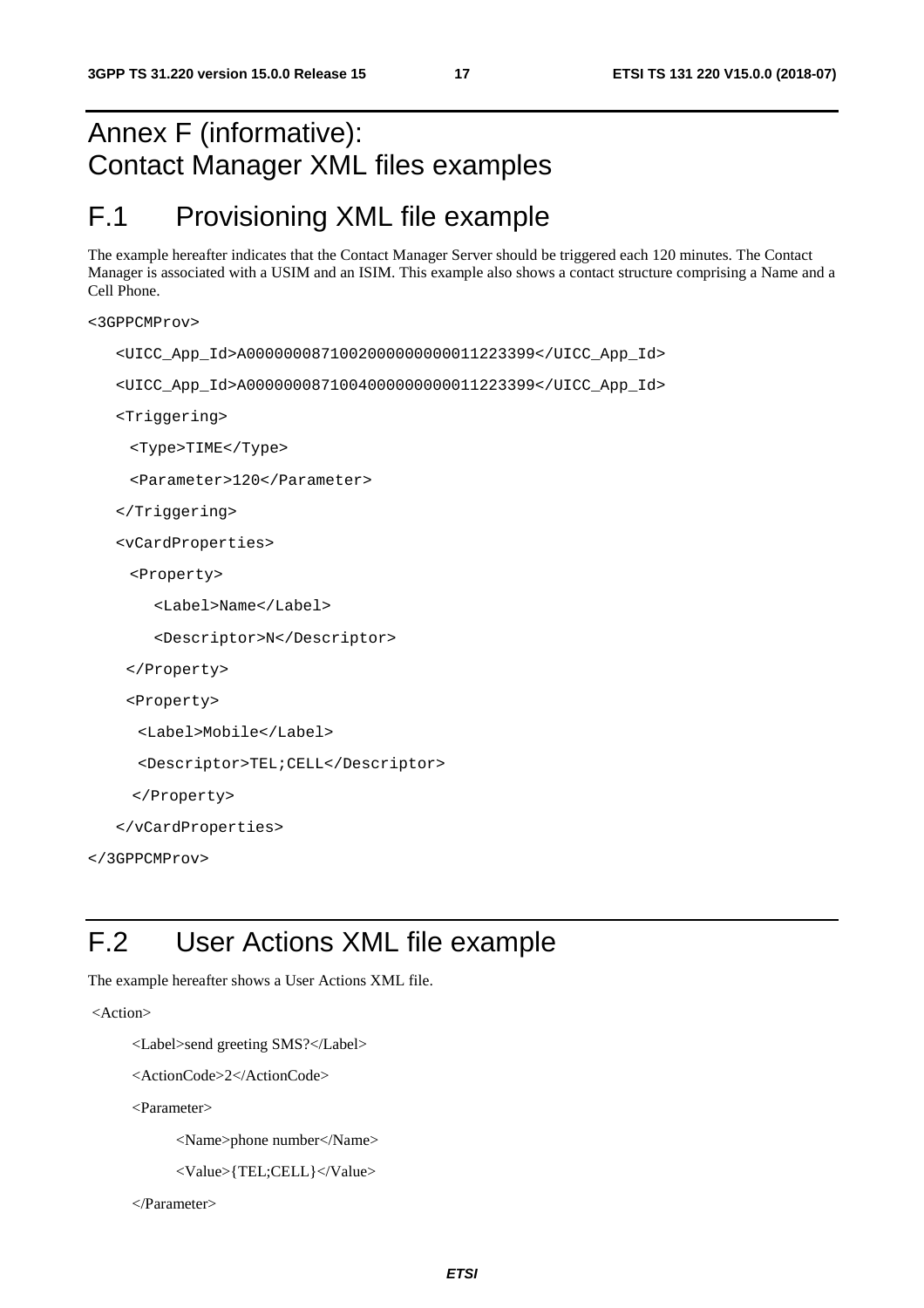# Annex F (informative): Contact Manager XML files examples

## F.1 Provisioning XML file example

The example hereafter indicates that the Contact Manager Server should be triggered each 120 minutes. The Contact Manager is associated with a USIM and an ISIM. This example also shows a contact structure comprising a Name and a Cell Phone.

```
<3GPPCMProv>
   <UICC_App_Id>A0000000871002000000000011223399</UICC_App_Id>
   <UICC_App_Id>A0000000871004000000000011223399</UICC_App_Id>
   <Triggering>
     <Type>TIME</Type>
     <Parameter>120</Parameter>
   </Triggering>
   <vCardProperties>
     <Property>
        <Label>Name</Label>
        <Descriptor>N</Descriptor>
    </Property>
    <Property>
      <Label>Mobile</Label>
      <Descriptor>TEL;CELL</Descriptor>
     </Property>
   </vCardProperties>
</3GPPCMProv>
```

## F.2 User Actions XML file example

The example hereafter shows a User Actions XML file.

```
<Action>
      <Label>send greeting SMS?</Label>
      <ActionCode>2</ActionCode>
      <Parameter>
             <Name>phone number</Name>
             <Value>{TEL;CELL}</Value>
      </Parameter>
```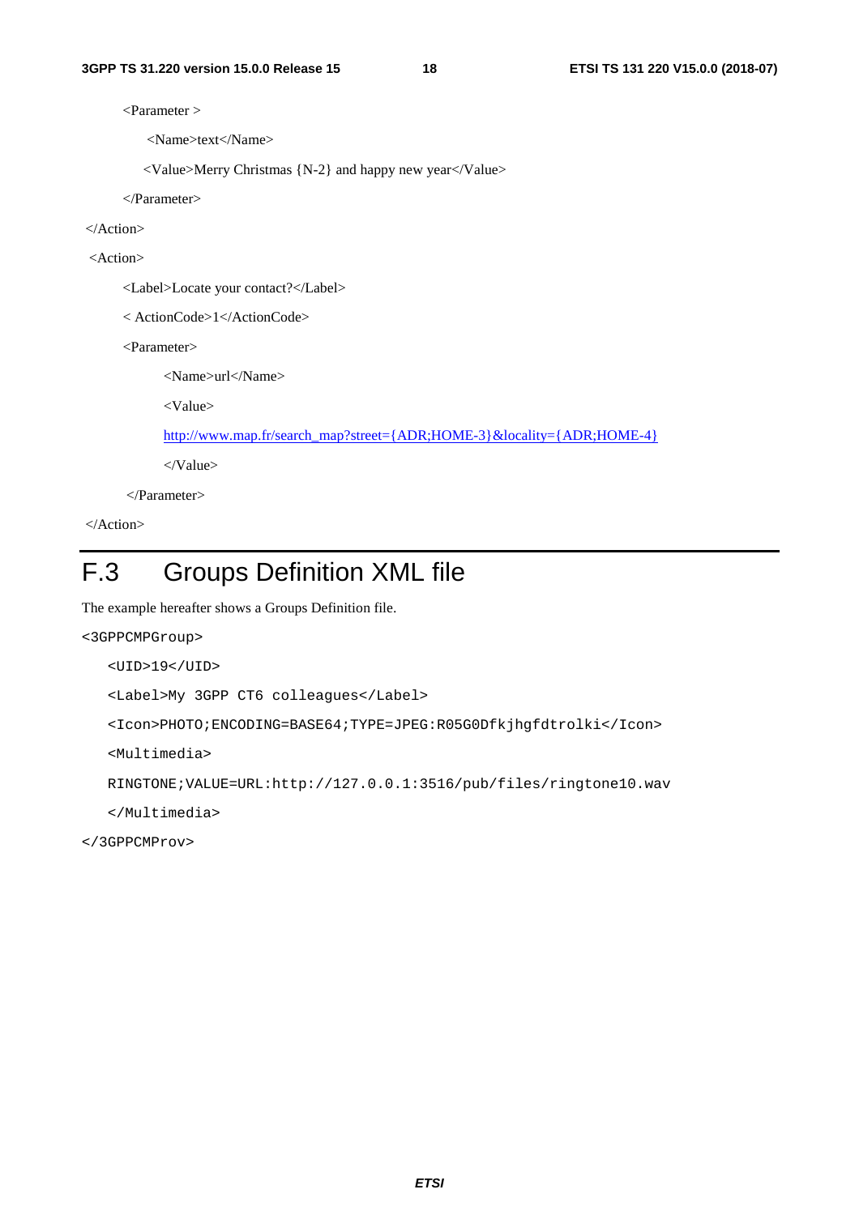```
        <Parameter >
             <Name>text</Name>
            <Value>Merry Christmas {N-2} and happy new year</Value>
        </Parameter>
 </Action>
 <Action>
        <Label>Locate your contact?</Label>
        < ActionCode>1</ActionCode>
        <Parameter>
              <Name>url</Name>
              <Value>
              http://www.map.fr/search_map?street={ADR;HOME-3}&locality={ADR;HOME-4}
              </Value>
         </Parameter>
 </Action>
```

# F.3 Groups Definition XML file

The example hereafter shows a Groups Definition file.

```
<3GPPCMPGroup>
   <UID>19</UID>
   <Label>My 3GPP CT6 colleagues</Label>
   <Icon>PHOTO;ENCODING=BASE64;TYPE=JPEG:R05G0Dfkjhgfdtrolki</Icon>
   <Multimedia>
   RINGTONE;VALUE=URL:http://127.0.0.1:3516/pub/files/ringtone10.wav
   </Multimedia>
</3GPPCMProv>
```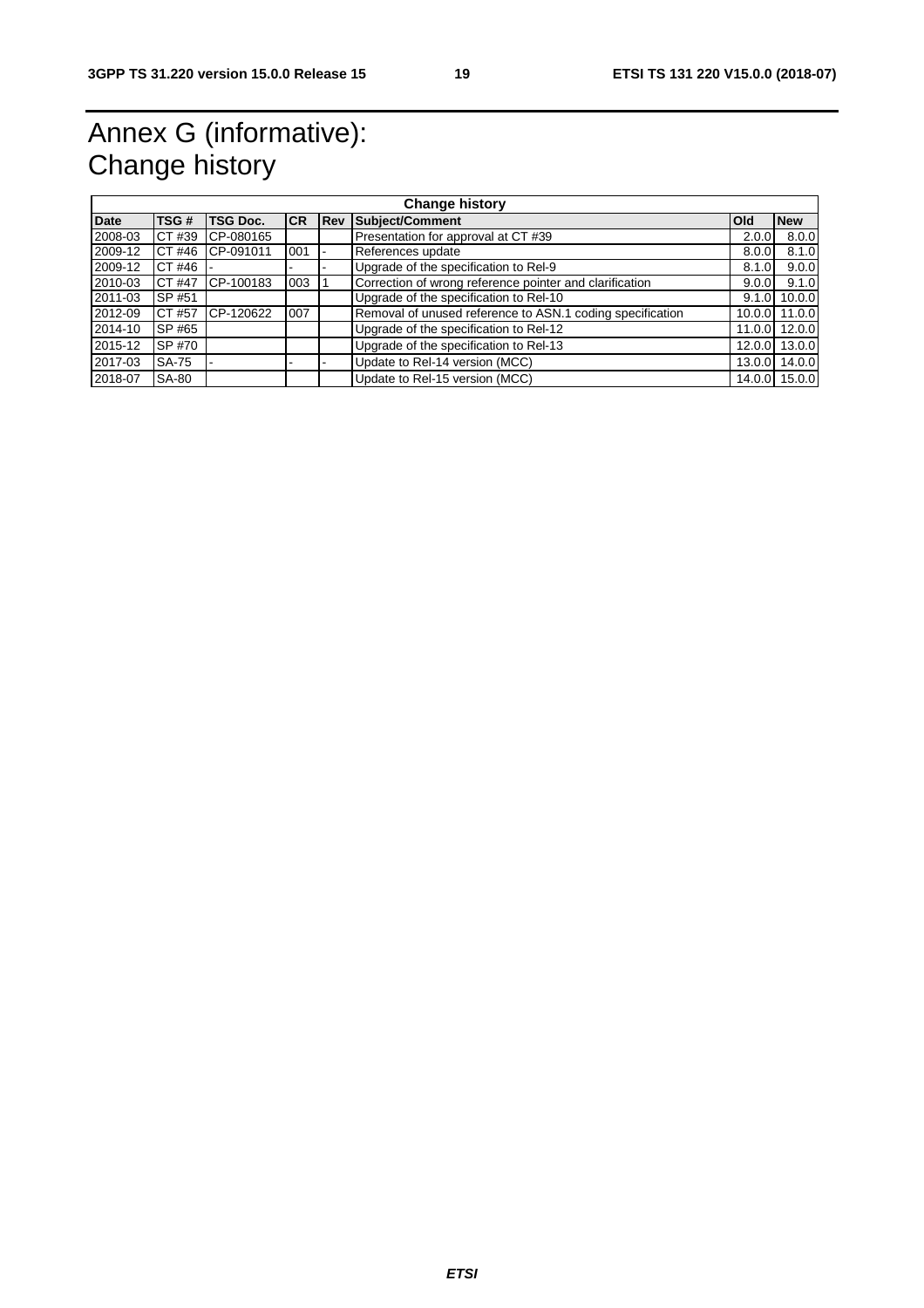# Annex G (informative): Change history

| Change history | | | | | | | |
|---|---|---|---|---|---|---|---|
| **Date** | **TSG #** | **TSG Doc.** | **CR** | **Rev** | **Subject/Comment** | **Old** | **New** |
| 2008-03 | CT #39 | CP-080165 | | | Presentation for approval at CT #39 | 2.0.0 | 8.0.0 |
| 2009-12 | CT #46 | CP-091011 | 001 | - | References update | 8.0.0 | 8.1.0 |
| 2009-12 | CT #46 | - | - | - | Upgrade of the specification to Rel-9 | 8.1.0 | 9.0.0 |
| 2010-03 | CT #47 | CP-100183 | 003 | 1 | Correction of wrong reference pointer and clarification | 9.0.0 | 9.1.0 |
| 2011-03 | SP #51 | | | | Upgrade of the specification to Rel-10 | 9.1.0 | 10.0.0 |
| 2012-09 | CT #57 | CP-120622 | 007 | | Removal of unused reference to ASN.1 coding specification | 10.0.0 | 11.0.0 |
| 2014-10 | SP #65 | | | | Upgrade of the specification to Rel-12 | 11.0.0 | 12.0.0 |
| 2015-12 | SP #70 | | | | Upgrade of the specification to Rel-13 | 12.0.0 | 13.0.0 |
| 2017-03 | SA-75 | - | - | - | Update to Rel-14 version (MCC) | 13.0.0 | 14.0.0 |
| 2018-07 | SA-80 | | | | Update to Rel-15 version (MCC) | 14.0.0 | 15.0.0 |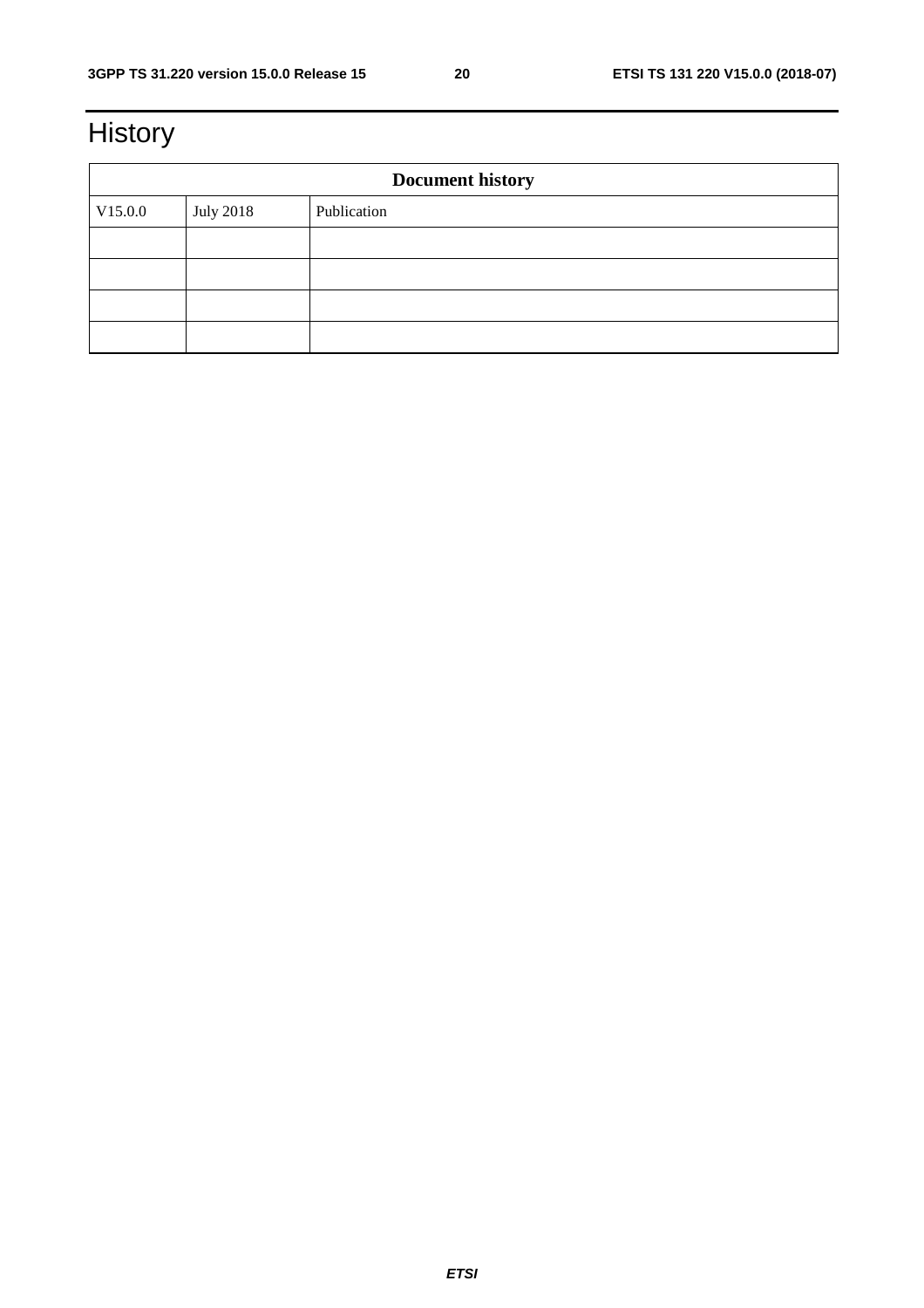# History

| Document history | | |
|---|---|---|
| V15.0.0 | July 2018 | Publication |
| | | |
| | | |
| | | |
| | | |